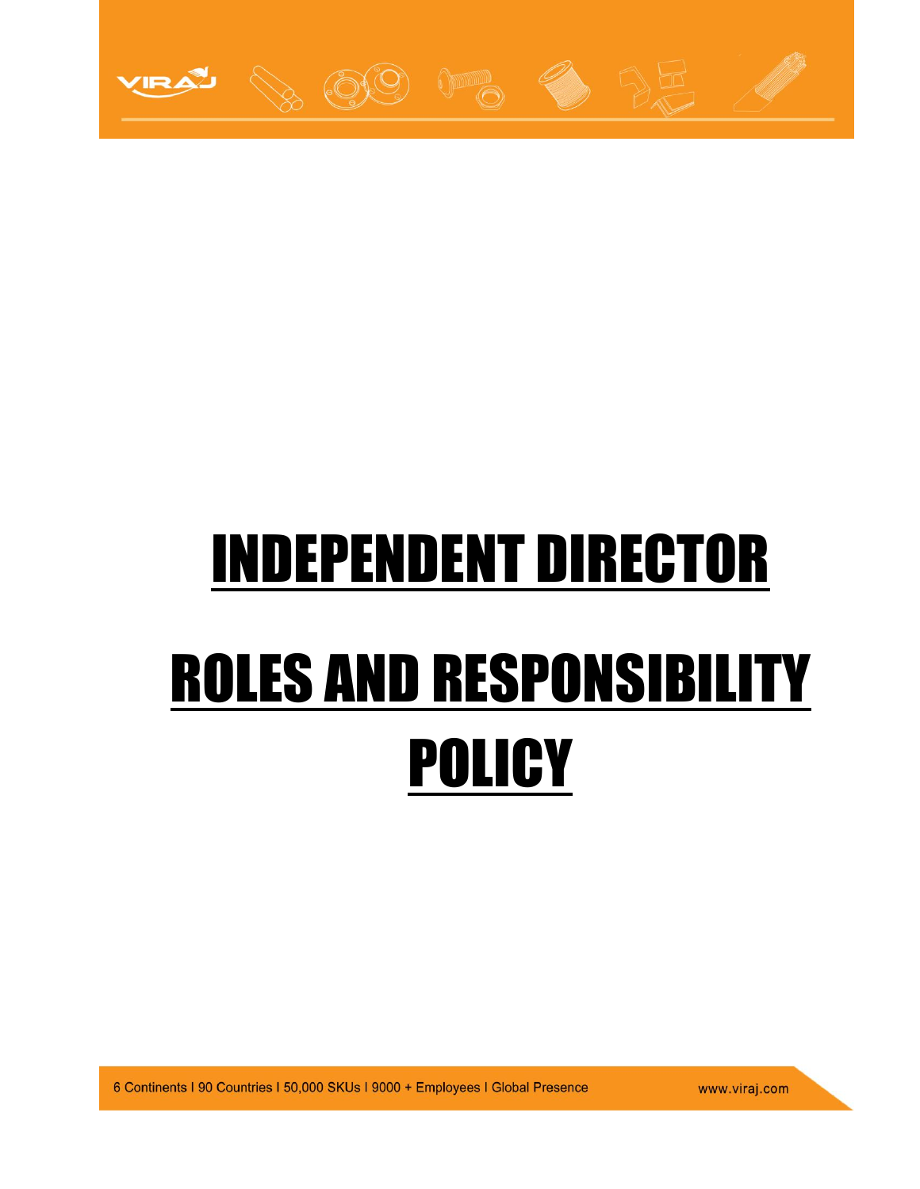# INDEPENDENT DIRECTOR

# ROLES AND RESPONSIBILITY POLICY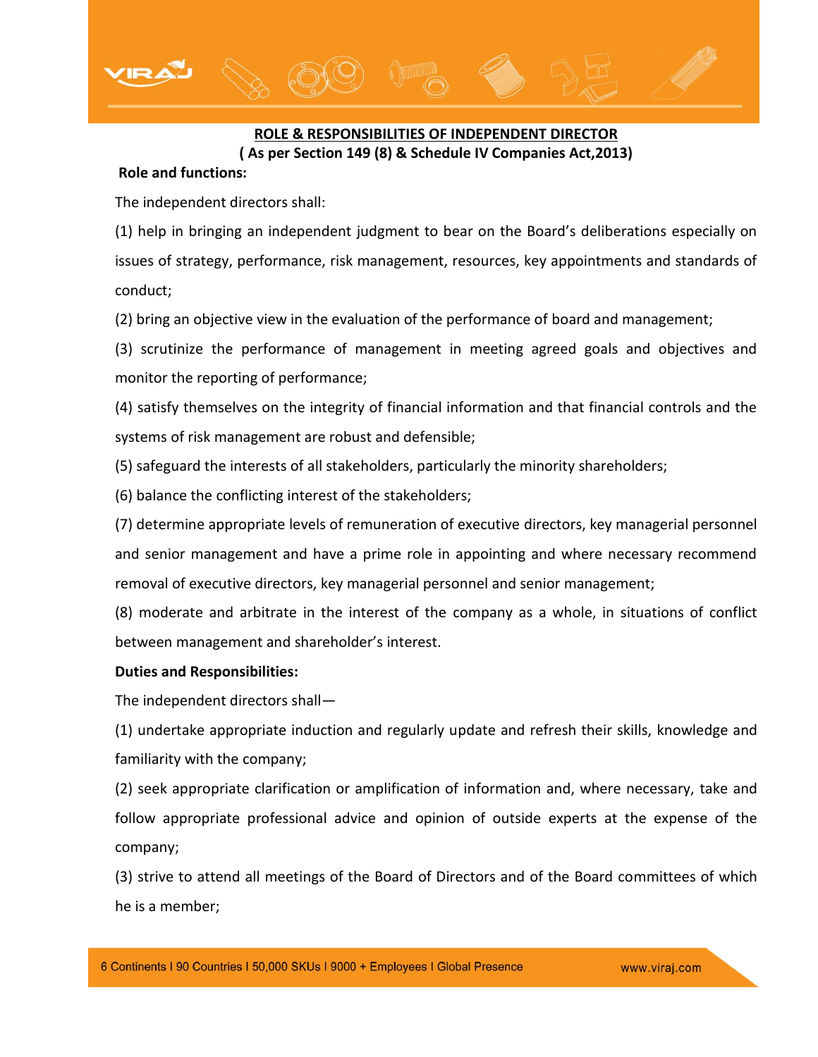## ROLE & RESPONSIBILITIES OF INDEPENDENT DIRECTOR

**( As per Section 149 (8) & Schedule IV Companies Act,2013)**

**Role and functions:**

The independent directors shall:

(1) help in bringing an independent judgment to bear on the Board's deliberations especially on issues of strategy, performance, risk management, resources, key appointments and standards of conduct;

(2) bring an objective view in the evaluation of the performance of board and management;

(3) scrutinize the performance of management in meeting agreed goals and objectives and monitor the reporting of performance;

(4) satisfy themselves on the integrity of financial information and that financial controls and the systems of risk management are robust and defensible;

(5) safeguard the interests of all stakeholders, particularly the minority shareholders;

(6) balance the conflicting interest of the stakeholders;

(7) determine appropriate levels of remuneration of executive directors, key managerial personnel and senior management and have a prime role in appointing and where necessary recommend removal of executive directors, key managerial personnel and senior management;

(8) moderate and arbitrate in the interest of the company as a whole, in situations of conflict between management and shareholder's interest.

**Duties and Responsibilities:**

The independent directors shall—

(1) undertake appropriate induction and regularly update and refresh their skills, knowledge and familiarity with the company;

(2) seek appropriate clarification or amplification of information and, where necessary, take and follow appropriate professional advice and opinion of outside experts at the expense of the company;

(3) strive to attend all meetings of the Board of Directors and of the Board committees of which he is a member;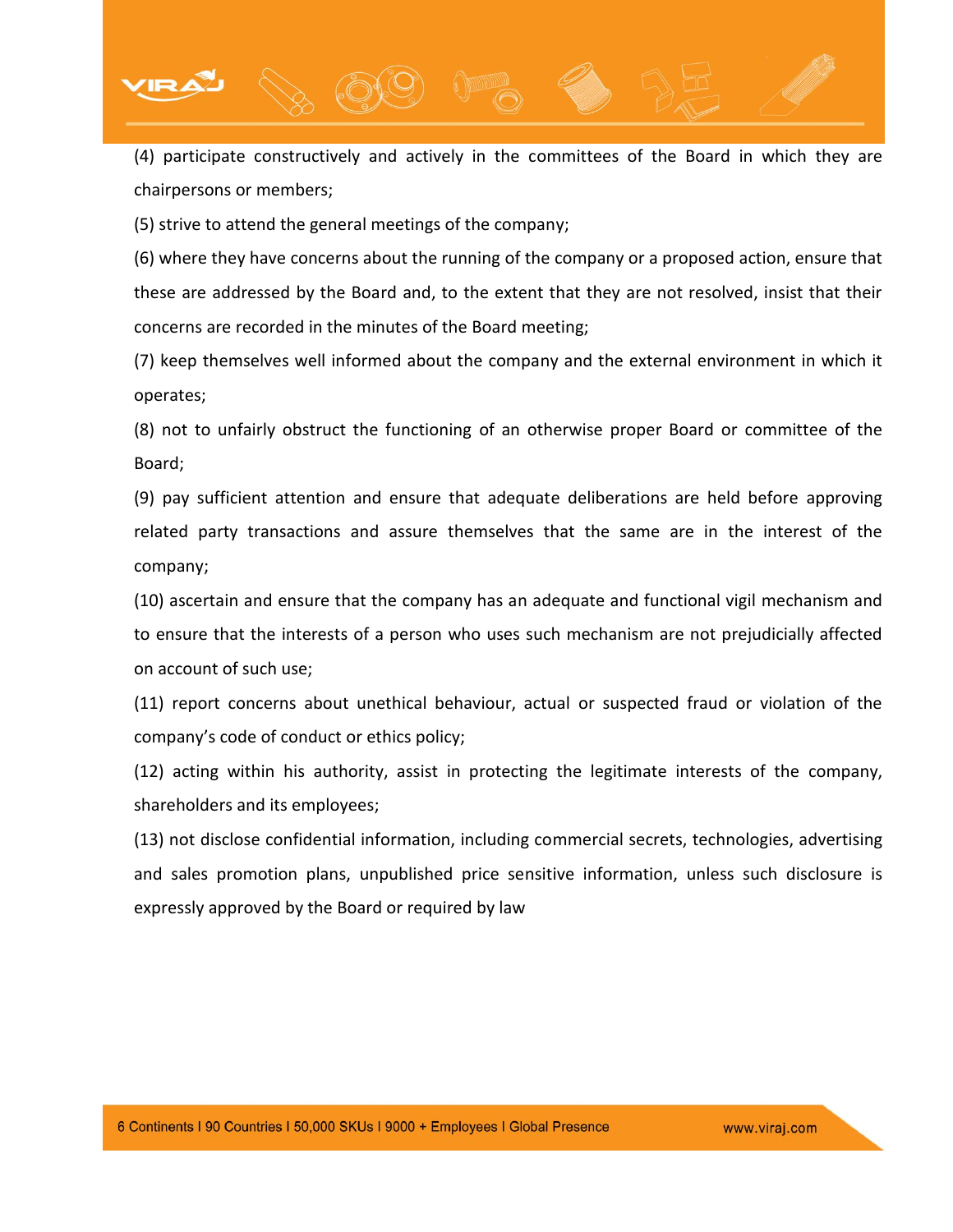(4) participate constructively and actively in the committees of the Board in which they are chairpersons or members;

(5) strive to attend the general meetings of the company;

(6) where they have concerns about the running of the company or a proposed action, ensure that these are addressed by the Board and, to the extent that they are not resolved, insist that their concerns are recorded in the minutes of the Board meeting;

(7) keep themselves well informed about the company and the external environment in which it operates;

(8) not to unfairly obstruct the functioning of an otherwise proper Board or committee of the Board;

(9) pay sufficient attention and ensure that adequate deliberations are held before approving related party transactions and assure themselves that the same are in the interest of the company;

(10) ascertain and ensure that the company has an adequate and functional vigil mechanism and to ensure that the interests of a person who uses such mechanism are not prejudicially affected on account of such use;

(11) report concerns about unethical behaviour, actual or suspected fraud or violation of the company's code of conduct or ethics policy;

(12) acting within his authority, assist in protecting the legitimate interests of the company, shareholders and its employees;

(13) not disclose confidential information, including commercial secrets, technologies, advertising and sales promotion plans, unpublished price sensitive information, unless such disclosure is expressly approved by the Board or required by law